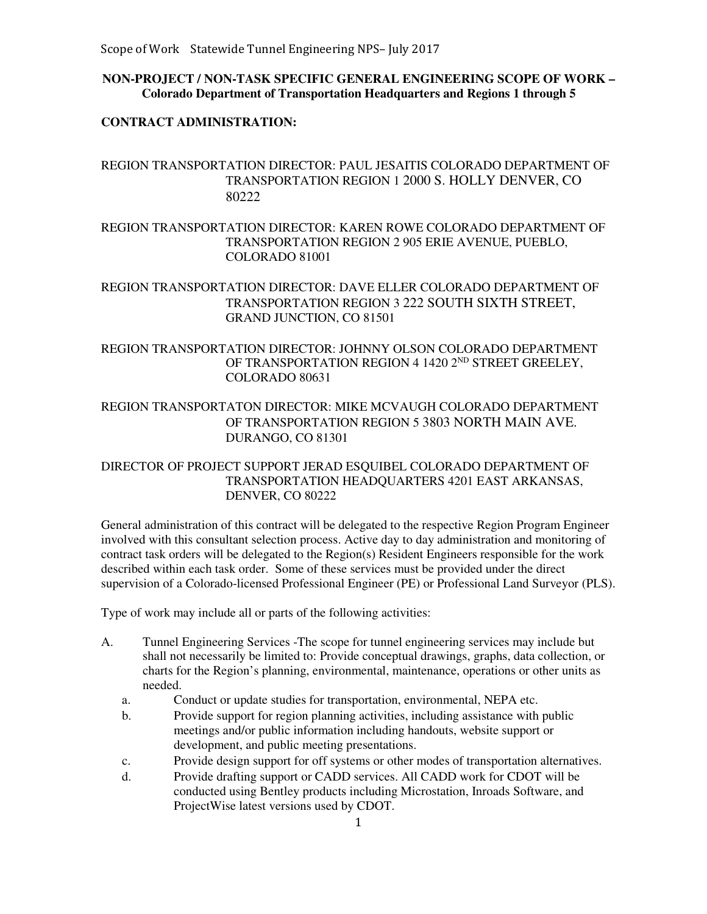**NON-PROJECT / NON-TASK SPECIFIC GENERAL ENGINEERING SCOPE OF WORK – Colorado Department of Transportation Headquarters and Regions 1 through 5**

**CONTRACT ADMINISTRATION:**

REGION TRANSPORTATION DIRECTOR: PAUL JESAITIS COLORADO DEPARTMENT OF TRANSPORTATION REGION 1 2000 S. HOLLY DENVER, CO 80222

REGION TRANSPORTATION DIRECTOR: KAREN ROWE COLORADO DEPARTMENT OF TRANSPORTATION REGION 2 905 ERIE AVENUE, PUEBLO, COLORADO 81001

REGION TRANSPORTATION DIRECTOR: DAVE ELLER COLORADO DEPARTMENT OF TRANSPORTATION REGION 3 222 SOUTH SIXTH STREET, GRAND JUNCTION, CO 81501

REGION TRANSPORTATION DIRECTOR: JOHNNY OLSON COLORADO DEPARTMENT OF TRANSPORTATION REGION 4 1420 2ND STREET GREELEY, COLORADO 80631

REGION TRANSPORTATON DIRECTOR: MIKE MCVAUGH COLORADO DEPARTMENT OF TRANSPORTATION REGION 5 3803 NORTH MAIN AVE. DURANGO, CO 81301

DIRECTOR OF PROJECT SUPPORT JERAD ESQUIBEL COLORADO DEPARTMENT OF TRANSPORTATION HEADQUARTERS 4201 EAST ARKANSAS, DENVER, CO 80222

General administration of this contract will be delegated to the respective Region Program Engineer involved with this consultant selection process. Active day to day administration and monitoring of contract task orders will be delegated to the Region(s) Resident Engineers responsible for the work described within each task order. Some of these services must be provided under the direct supervision of a Colorado-licensed Professional Engineer (PE) or Professional Land Surveyor (PLS).

Type of work may include all or parts of the following activities:

A. Tunnel Engineering Services -The scope for tunnel engineering services may include but shall not necessarily be limited to: Provide conceptual drawings, graphs, data collection, or charts for the Region's planning, environmental, maintenance, operations or other units as needed.
   a. Conduct or update studies for transportation, environmental, NEPA etc.
   b. Provide support for region planning activities, including assistance with public meetings and/or public information including handouts, website support or development, and public meeting presentations.
   c. Provide design support for off systems or other modes of transportation alternatives.
   d. Provide drafting support or CADD services. All CADD work for CDOT will be conducted using Bentley products including Microstation, Inroads Software, and ProjectWise latest versions used by CDOT.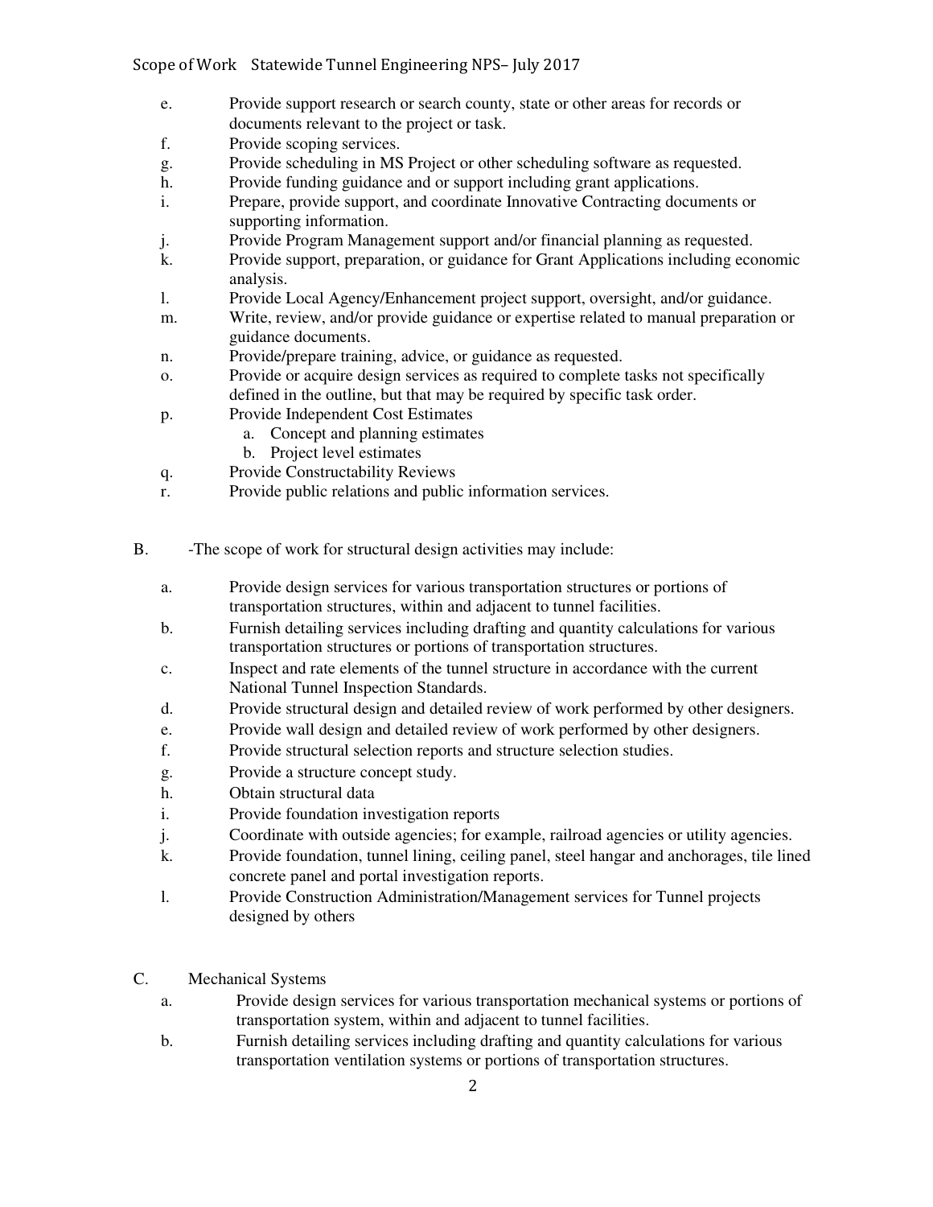e. Provide support research or search county, state or other areas for records or documents relevant to the project or task.

f. Provide scoping services.

g. Provide scheduling in MS Project or other scheduling software as requested.

h. Provide funding guidance and or support including grant applications.

i. Prepare, provide support, and coordinate Innovative Contracting documents or supporting information.

j. Provide Program Management support and/or financial planning as requested.

k. Provide support, preparation, or guidance for Grant Applications including economic analysis.

l. Provide Local Agency/Enhancement project support, oversight, and/or guidance.

m. Write, review, and/or provide guidance or expertise related to manual preparation or guidance documents.

n. Provide/prepare training, advice, or guidance as requested.

o. Provide or acquire design services as required to complete tasks not specifically defined in the outline, but that may be required by specific task order.

p. Provide Independent Cost Estimates
   a. Concept and planning estimates
   b. Project level estimates

q. Provide Constructability Reviews

r. Provide public relations and public information services.

B. -The scope of work for structural design activities may include:

a. Provide design services for various transportation structures or portions of transportation structures, within and adjacent to tunnel facilities.

b. Furnish detailing services including drafting and quantity calculations for various transportation structures or portions of transportation structures.

c. Inspect and rate elements of the tunnel structure in accordance with the current National Tunnel Inspection Standards.

d. Provide structural design and detailed review of work performed by other designers.

e. Provide wall design and detailed review of work performed by other designers.

f. Provide structural selection reports and structure selection studies.

g. Provide a structure concept study.

h. Obtain structural data

i. Provide foundation investigation reports

j. Coordinate with outside agencies; for example, railroad agencies or utility agencies.

k. Provide foundation, tunnel lining, ceiling panel, steel hangar and anchorages, tile lined concrete panel and portal investigation reports.

l. Provide Construction Administration/Management services for Tunnel projects designed by others

C. Mechanical Systems

a. Provide design services for various transportation mechanical systems or portions of transportation system, within and adjacent to tunnel facilities.

b. Furnish detailing services including drafting and quantity calculations for various transportation ventilation systems or portions of transportation structures.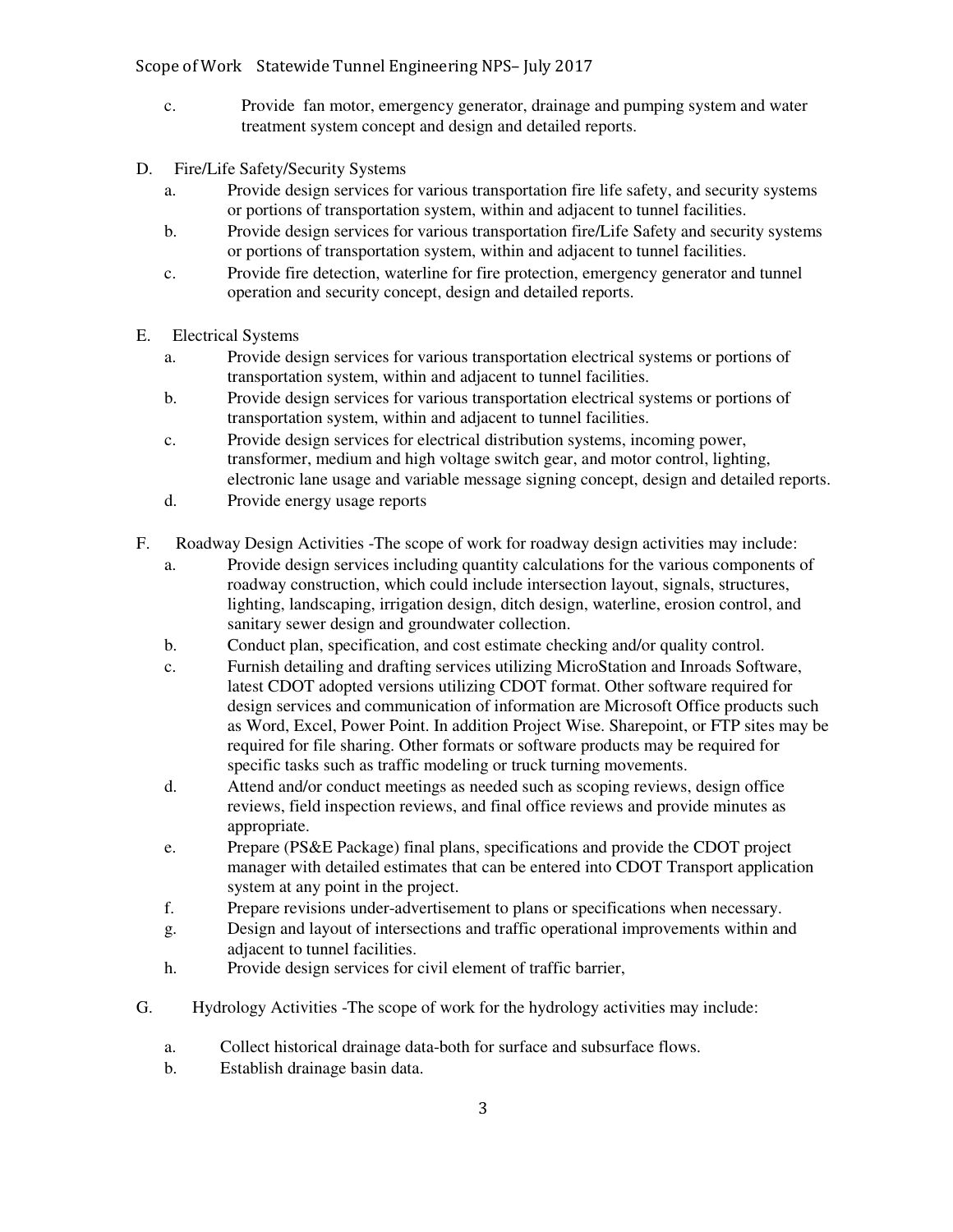c. Provide fan motor, emergency generator, drainage and pumping system and water treatment system concept and design and detailed reports.

D. Fire/Life Safety/Security Systems

a. Provide design services for various transportation fire life safety, and security systems or portions of transportation system, within and adjacent to tunnel facilities.

b. Provide design services for various transportation fire/Life Safety and security systems or portions of transportation system, within and adjacent to tunnel facilities.

c. Provide fire detection, waterline for fire protection, emergency generator and tunnel operation and security concept, design and detailed reports.

E. Electrical Systems

a. Provide design services for various transportation electrical systems or portions of transportation system, within and adjacent to tunnel facilities.

b. Provide design services for various transportation electrical systems or portions of transportation system, within and adjacent to tunnel facilities.

c. Provide design services for electrical distribution systems, incoming power, transformer, medium and high voltage switch gear, and motor control, lighting, electronic lane usage and variable message signing concept, design and detailed reports.

d. Provide energy usage reports

F. Roadway Design Activities -The scope of work for roadway design activities may include:

a. Provide design services including quantity calculations for the various components of roadway construction, which could include intersection layout, signals, structures, lighting, landscaping, irrigation design, ditch design, waterline, erosion control, and sanitary sewer design and groundwater collection.

b. Conduct plan, specification, and cost estimate checking and/or quality control.

c. Furnish detailing and drafting services utilizing MicroStation and Inroads Software, latest CDOT adopted versions utilizing CDOT format. Other software required for design services and communication of information are Microsoft Office products such as Word, Excel, Power Point. In addition Project Wise. Sharepoint, or FTP sites may be required for file sharing. Other formats or software products may be required for specific tasks such as traffic modeling or truck turning movements.

d. Attend and/or conduct meetings as needed such as scoping reviews, design office reviews, field inspection reviews, and final office reviews and provide minutes as appropriate.

e. Prepare (PS&E Package) final plans, specifications and provide the CDOT project manager with detailed estimates that can be entered into CDOT Transport application system at any point in the project.

f. Prepare revisions under-advertisement to plans or specifications when necessary.

g. Design and layout of intersections and traffic operational improvements within and adjacent to tunnel facilities.

h. Provide design services for civil element of traffic barrier,

G. Hydrology Activities -The scope of work for the hydrology activities may include:

a. Collect historical drainage data-both for surface and subsurface flows.

b. Establish drainage basin data.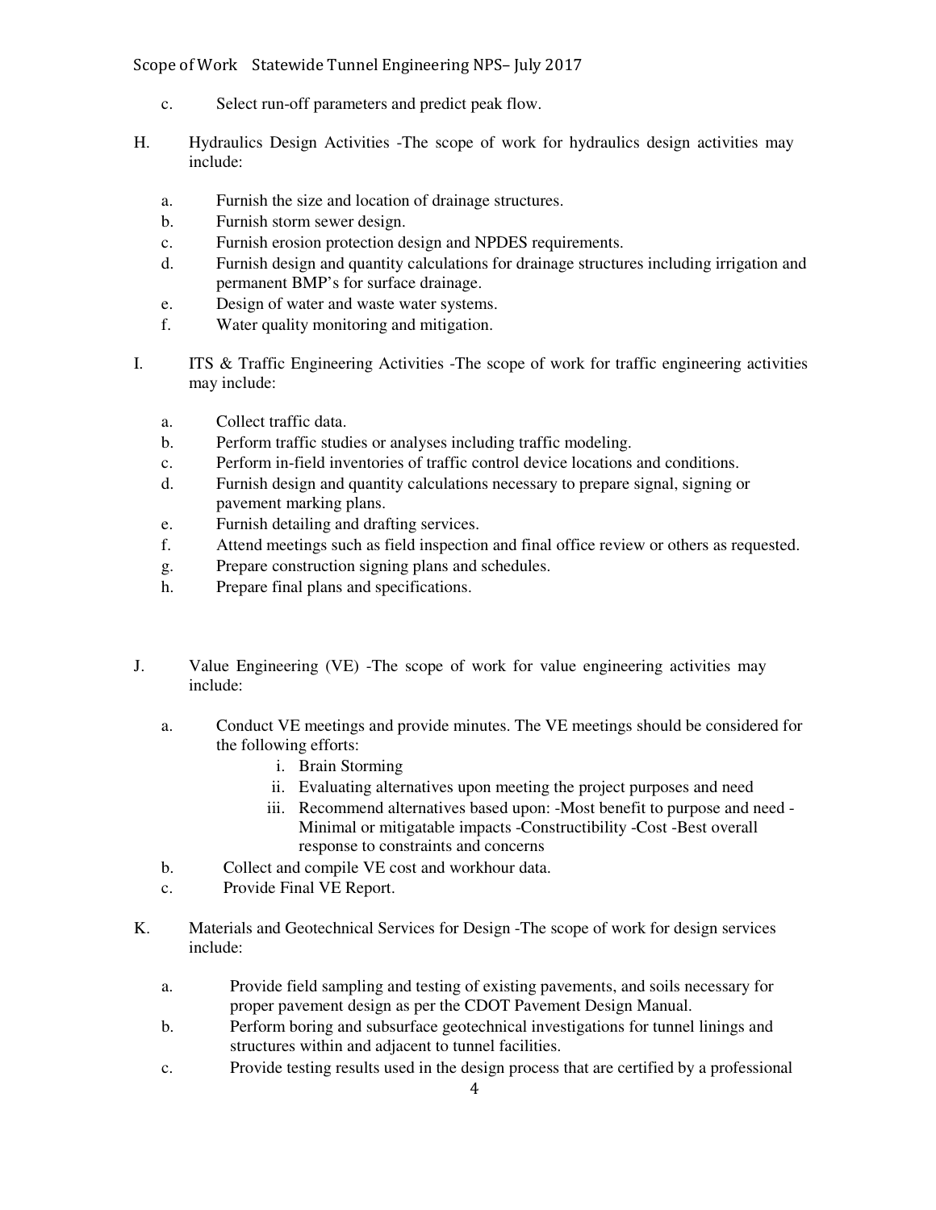c. Select run-off parameters and predict peak flow.

H. Hydraulics Design Activities -The scope of work for hydraulics design activities may include:

a. Furnish the size and location of drainage structures.
b. Furnish storm sewer design.
c. Furnish erosion protection design and NPDES requirements.
d. Furnish design and quantity calculations for drainage structures including irrigation and permanent BMP's for surface drainage.
e. Design of water and waste water systems.
f. Water quality monitoring and mitigation.

I. ITS & Traffic Engineering Activities -The scope of work for traffic engineering activities may include:

a. Collect traffic data.
b. Perform traffic studies or analyses including traffic modeling.
c. Perform in-field inventories of traffic control device locations and conditions.
d. Furnish design and quantity calculations necessary to prepare signal, signing or pavement marking plans.
e. Furnish detailing and drafting services.
f. Attend meetings such as field inspection and final office review or others as requested.
g. Prepare construction signing plans and schedules.
h. Prepare final plans and specifications.

J. Value Engineering (VE) -The scope of work for value engineering activities may include:

a. Conduct VE meetings and provide minutes. The VE meetings should be considered for the following efforts:
    i. Brain Storming
    ii. Evaluating alternatives upon meeting the project purposes and need
    iii. Recommend alternatives based upon: -Most benefit to purpose and need -Minimal or mitigatable impacts -Constructibility -Cost -Best overall response to constraints and concerns
b. Collect and compile VE cost and workhour data.
c. Provide Final VE Report.

K. Materials and Geotechnical Services for Design -The scope of work for design services include:

a. Provide field sampling and testing of existing pavements, and soils necessary for proper pavement design as per the CDOT Pavement Design Manual.
b. Perform boring and subsurface geotechnical investigations for tunnel linings and structures within and adjacent to tunnel facilities.
c. Provide testing results used in the design process that are certified by a professional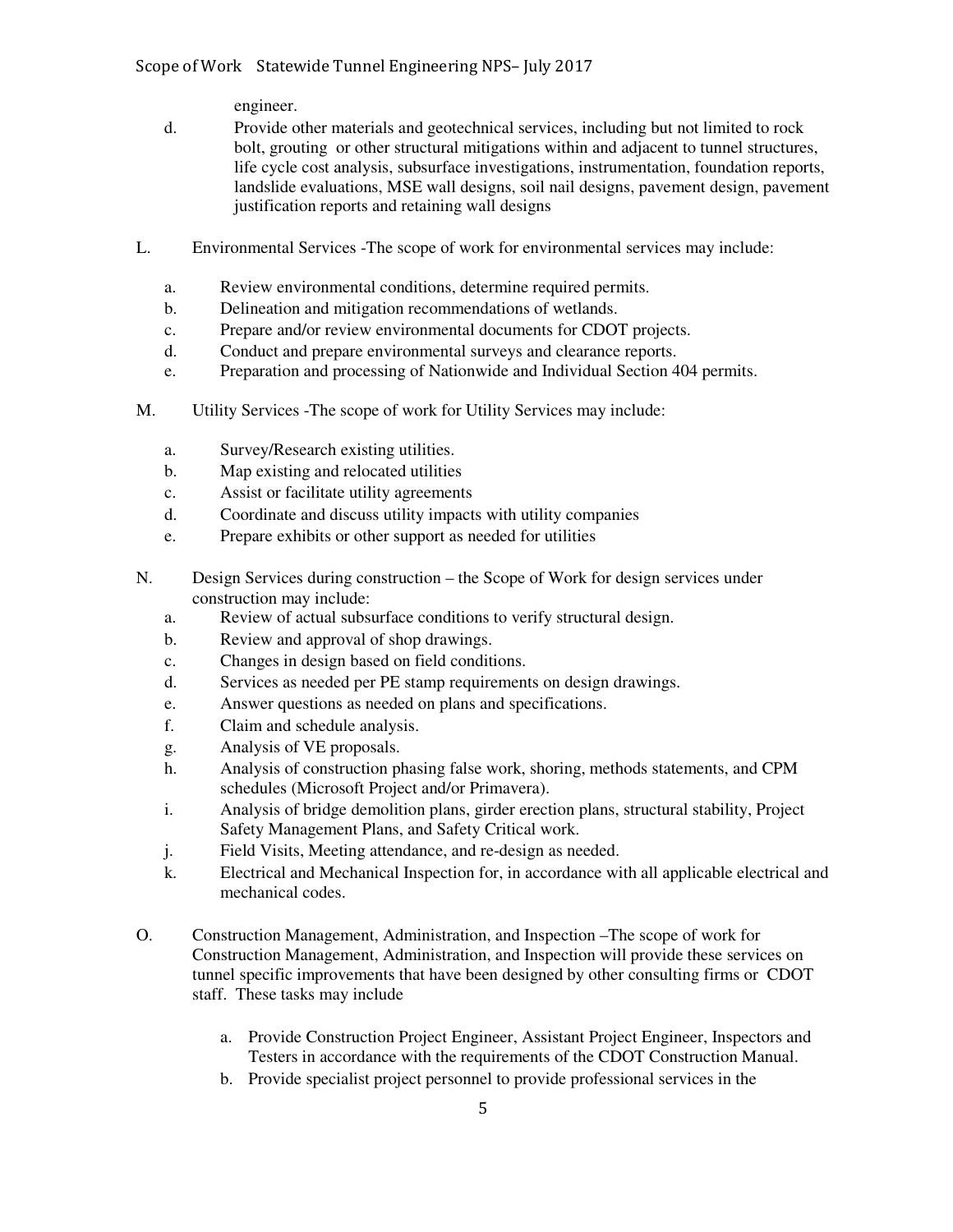engineer.

d. Provide other materials and geotechnical services, including but not limited to rock bolt, grouting or other structural mitigations within and adjacent to tunnel structures, life cycle cost analysis, subsurface investigations, instrumentation, foundation reports, landslide evaluations, MSE wall designs, soil nail designs, pavement design, pavement justification reports and retaining wall designs

L. Environmental Services -The scope of work for environmental services may include:

  a. Review environmental conditions, determine required permits.
  b. Delineation and mitigation recommendations of wetlands.
  c. Prepare and/or review environmental documents for CDOT projects.
  d. Conduct and prepare environmental surveys and clearance reports.
  e. Preparation and processing of Nationwide and Individual Section 404 permits.

M. Utility Services -The scope of work for Utility Services may include:

  a. Survey/Research existing utilities.
  b. Map existing and relocated utilities
  c. Assist or facilitate utility agreements
  d. Coordinate and discuss utility impacts with utility companies
  e. Prepare exhibits or other support as needed for utilities

N. Design Services during construction – the Scope of Work for design services under construction may include:

  a. Review of actual subsurface conditions to verify structural design.
  b. Review and approval of shop drawings.
  c. Changes in design based on field conditions.
  d. Services as needed per PE stamp requirements on design drawings.
  e. Answer questions as needed on plans and specifications.
  f. Claim and schedule analysis.
  g. Analysis of VE proposals.
  h. Analysis of construction phasing false work, shoring, methods statements, and CPM schedules (Microsoft Project and/or Primavera).
  i. Analysis of bridge demolition plans, girder erection plans, structural stability, Project Safety Management Plans, and Safety Critical work.
  j. Field Visits, Meeting attendance, and re-design as needed.
  k. Electrical and Mechanical Inspection for, in accordance with all applicable electrical and mechanical codes.

O. Construction Management, Administration, and Inspection –The scope of work for Construction Management, Administration, and Inspection will provide these services on tunnel specific improvements that have been designed by other consulting firms or CDOT staff. These tasks may include

  a. Provide Construction Project Engineer, Assistant Project Engineer, Inspectors and Testers in accordance with the requirements of the CDOT Construction Manual.
  b. Provide specialist project personnel to provide professional services in the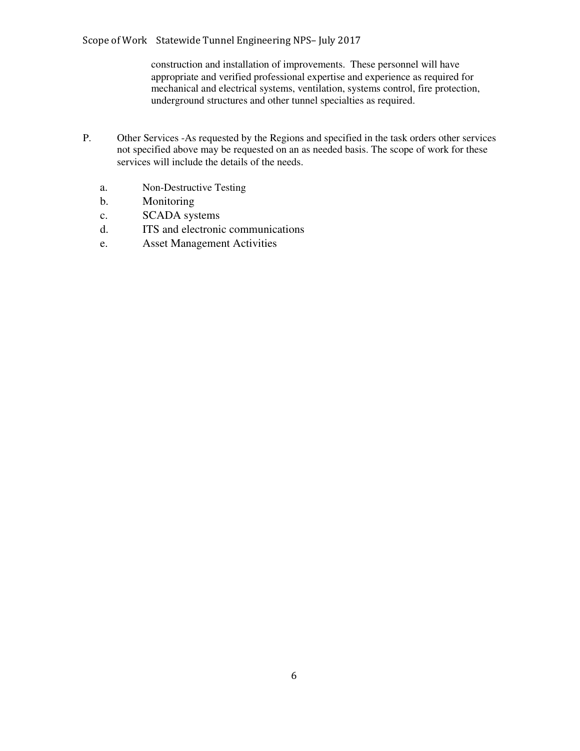construction and installation of improvements. These personnel will have appropriate and verified professional expertise and experience as required for mechanical and electrical systems, ventilation, systems control, fire protection, underground structures and other tunnel specialties as required.

P. Other Services -As requested by the Regions and specified in the task orders other services not specified above may be requested on an as needed basis. The scope of work for these services will include the details of the needs.

a. Non-Destructive Testing
b. Monitoring
c. SCADA systems
d. ITS and electronic communications
e. Asset Management Activities